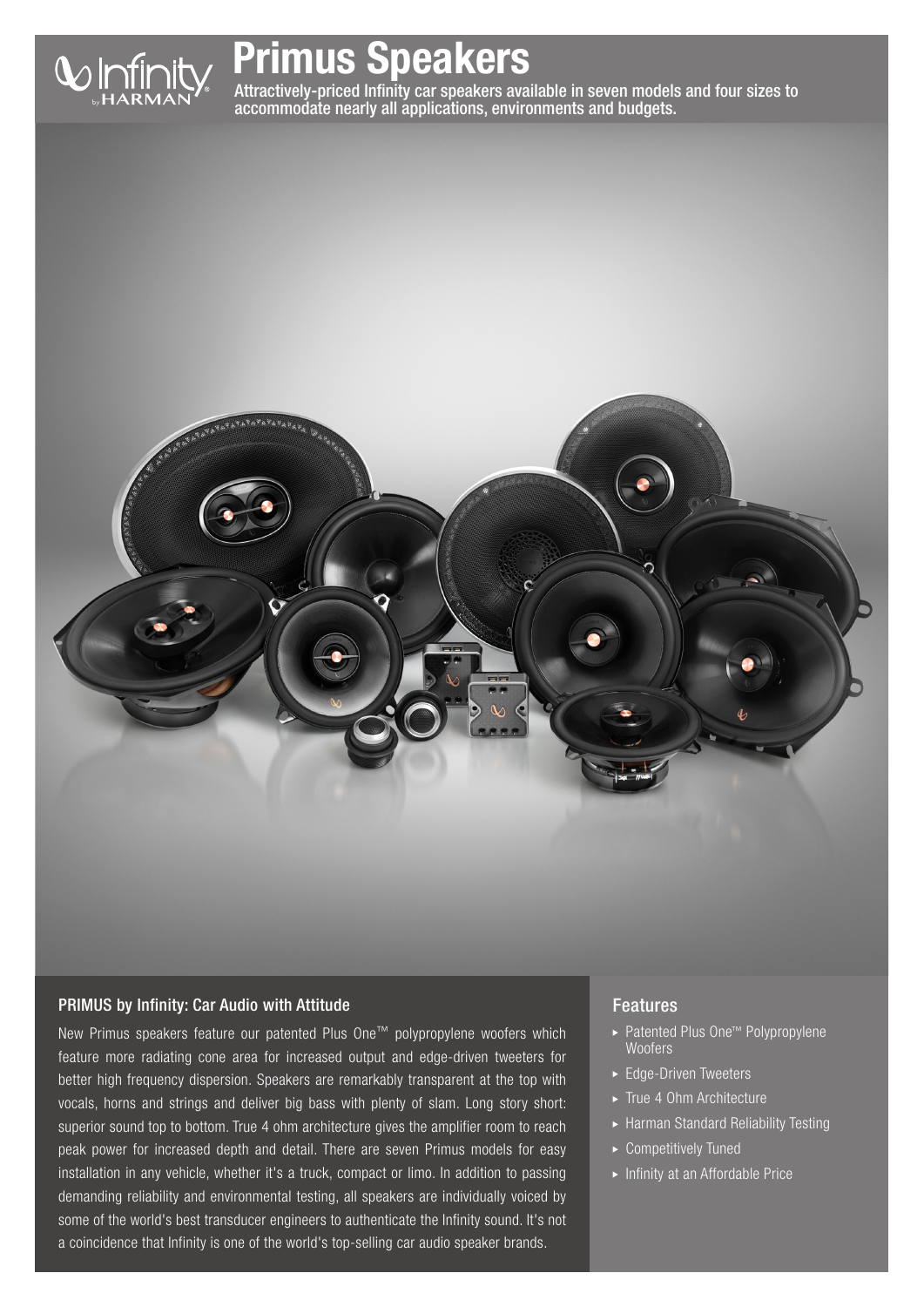# Primus Speakers

Attractively-priced Infinity car speakers available in seven models and four sizes to accommodate nearly all applications, environments and budgets.

## PRIMUS by Infinity: Car Audio with Attitude

New Primus speakers feature our patented Plus One™ polypropylene woofers which feature more radiating cone area for increased output and edge-driven tweeters for better high frequency dispersion. Speakers are remarkably transparent at the top with vocals, horns and strings and deliver big bass with plenty of slam. Long story short: superior sound top to bottom. True 4 ohm architecture gives the amplifier room to reach peak power for increased depth and detail. There are seven Primus models for easy installation in any vehicle, whether it's a truck, compact or limo. In addition to passing demanding reliability and environmental testing, all speakers are individually voiced by some of the world's best transducer engineers to authenticate the Infinity sound. It's not a coincidence that Infinity is one of the world's top-selling car audio speaker brands.

## Features

- Patented Plus One™ Polypropylene Woofers
- Edge-Driven Tweeters
- True 4 Ohm Architecture
- Harman Standard Reliability Testing
- Competitively Tuned
- Infinity at an Affordable Price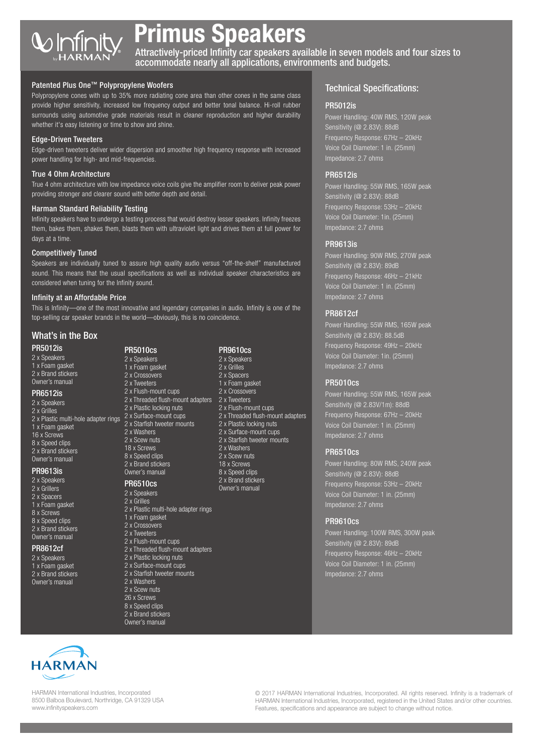# Primus Speakers

Attractively-priced Infinity car speakers available in seven models and four sizes to accommodate nearly all applications, environments and budgets.

### Patented Plus One™ Polypropylene Woofers

Polypropylene cones with up to 35% more radiating cone area than other cones in the same class provide higher sensitivity, increased low frequency output and better tonal balance. Hi-roll rubber surrounds using automotive grade materials result in cleaner reproduction and higher durability whether it's easy listening or time to show and shine.

### Edge-Driven Tweeters

Edge-driven tweeters deliver wider dispersion and smoother high frequency response with increased power handling for high- and mid-frequencies.

### True 4 Ohm Architecture

True 4 ohm architecture with low impedance voice coils give the amplifier room to deliver peak power providing stronger and clearer sound with better depth and detail.

### Harman Standard Reliability Testing

Infinity speakers have to undergo a testing process that would destroy lesser speakers. Infinity freezes them, bakes them, shakes them, blasts them with ultraviolet light and drives them at full power for days at a time.

### Competitively Tuned

Speakers are individually tuned to assure high quality audio versus "off-the-shelf" manufactured sound. This means that the usual specifications as well as individual speaker characteristics are considered when tuning for the Infinity sound.

### Infinity at an Affordable Price

This is Infinity—one of the most innovative and legendary companies in audio. Infinity is one of the top-selling car speaker brands in the world—obviously, this is no coincidence.

## What's in the Box

### PR5012is
2 x Speakers
1 x Foam gasket
2 x Brand stickers
Owner's manual

### PR6512is
2 x Speakers
2 x Grilles
2 x Plastic multi-hole adapter rings
1 x Foam gasket
16 x Screws
8 x Speed clips
2 x Brand stickers
Owner's manual

### PR9613is
2 x Speakers
2 x Grillers
2 x Spacers
1 x Foam gasket
8 x Screws
8 x Speed clips
2 x Brand stickers
Owner's manual

### PR8612cf
2 x Speakers
1 x Foam gasket
2 x Brand stickers
Owner's manual

### PR5010cs
2 x Speakers
1 x Foam gasket
2 x Crossovers
2 x Tweeters
2 x Flush-mount cups
2 x Threaded flush-mount adapters
2 x Plastic locking nuts
2 x Surface-mount cups
2 x Starfish tweeter mounts
2 x Washers
2 x Scew nuts
18 x Screws
8 x Speed clips
2 x Brand stickers
Owner's manual

### PR6510cs
2 x Speakers
2 x Grilles
2 x Plastic multi-hole adapter rings
1 x Foam gasket
2 x Crossovers
2 x Tweeters
2 x Flush-mount cups
2 x Threaded flush-mount adapters
2 x Plastic locking nuts
2 x Surface-mount cups
2 x Starfish tweeter mounts
2 x Washers
2 x Scew nuts
26 x Screws
8 x Speed clips
2 x Brand stickers
Owner's manual

### PR9610cs
2 x Speakers
2 x Grilles
2 x Spacers
1 x Foam gasket
2 x Crossovers
2 x Tweeters
2 x Flush-mount cups
2 x Threaded flush-mount adapters
2 x Plastic locking nuts
2 x Surface-mount cups
2 x Starfish tweeter mounts
2 x Washers
2 x Scew nuts
18 x Screws
8 x Speed clips
2 x Brand stickers
Owner's manual

## Technical Specifications:

### PR5012is
Power Handling: 40W RMS, 120W peak
Sensitivity (@ 2.83V): 88dB
Frequency Response: 67Hz – 20kHz
Voice Coil Diameter: 1 in. (25mm)
Impedance: 2.7 ohms

### PR6512is
Power Handling: 55W RMS, 165W peak
Sensitivity (@ 2.83V): 88dB
Frequency Response: 53Hz – 20kHz
Voice Coil Diameter: 1in. (25mm)
Impedance: 2.7 ohms

### PR9613is
Power Handling: 90W RMS, 270W peak
Sensitivity (@ 2.83V): 89dB
Frequency Response: 46Hz – 21kHz
Voice Coil Diameter: 1 in. (25mm)
Impedance: 2.7 ohms

### PR8612cf
Power Handling: 55W RMS, 165W peak
Sensitivity (@ 2.83V): 88.5dB
Frequency Response: 49Hz – 20kHz
Voice Coil Diameter: 1in. (25mm)
Impedance: 2.7 ohms

### PR5010cs
Power Handling: 55W RMS, 165W peak
Sensitivity (@ 2.83V/1m): 88dB
Frequency Response: 67Hz – 20kHz
Voice Coil Diameter: 1 in. (25mm)
Impedance: 2.7 ohms

### PR6510cs
Power Handling: 80W RMS, 240W peak
Sensitivity (@ 2.83V): 88dB
Frequency Response: 53Hz – 20kHz
Voice Coil Diameter: 1 in. (25mm)
Impedance: 2.7 ohms

### PR9610cs
Power Handling: 100W RMS, 300W peak
Sensitivity (@ 2.83V): 89dB
Frequency Response: 46Hz – 20kHz
Voice Coil Diameter: 1 in. (25mm)
Impedance: 2.7 ohms

HARMAN International Industries, Incorporated
8500 Balboa Boulevard, Northridge, CA 91329 USA
www.infinityspeakers.com

© 2017 HARMAN International Industries, Incorporated. All rights reserved. Infinity is a trademark of HARMAN International Industries, Incorporated, registered in the United States and/or other countries. Features, specifications and appearance are subject to change without notice.